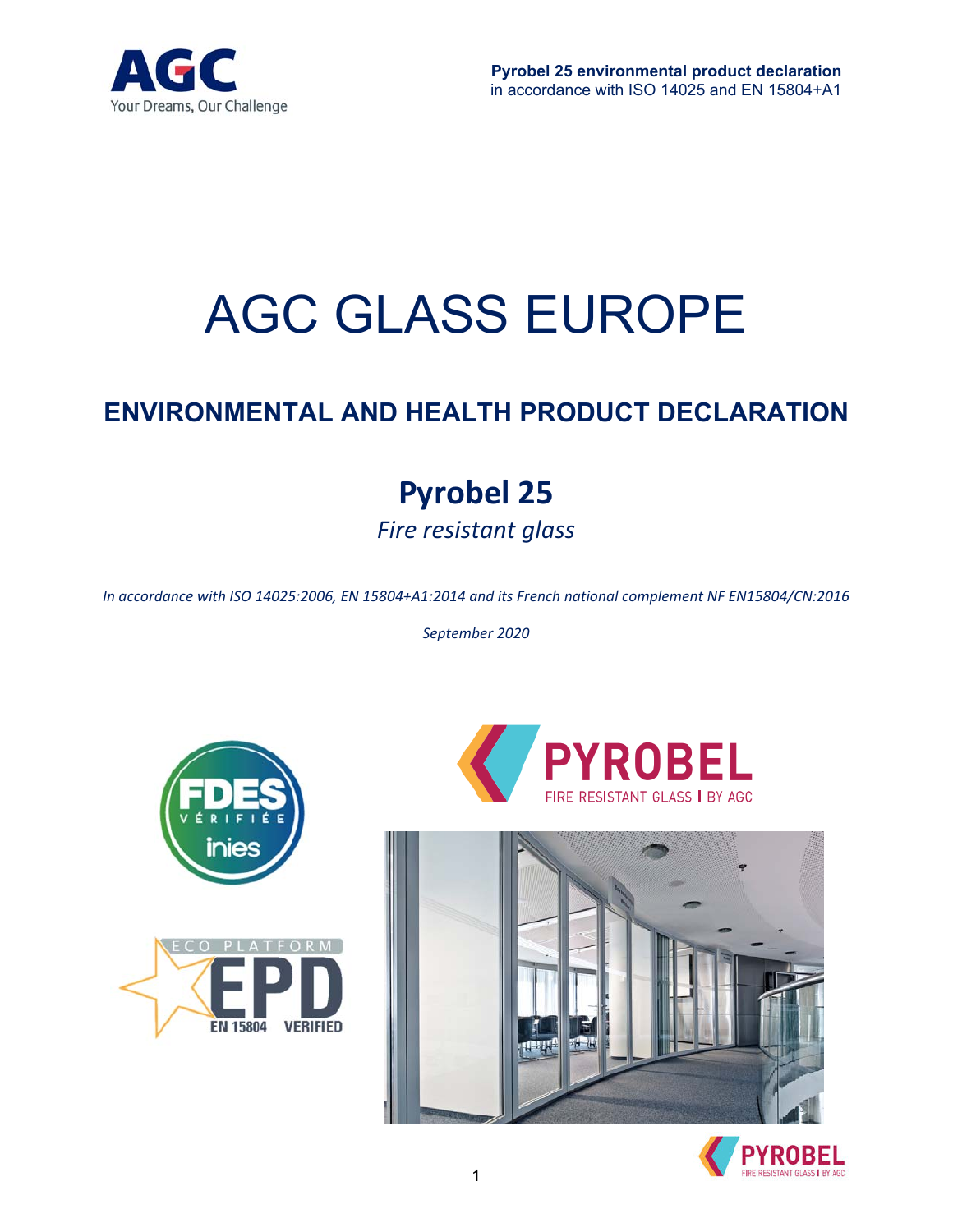# AGC GLASS EUROPE

## ENVIRONMENTAL AND HEALTH PRODUCT DECLARATION

## Pyrobel 25

*Fire resistant glass*

*In accordance with ISO 14025:2006, EN 15804+A1:2014 and its French national complement NF EN15804/CN:2016*

*September 2020*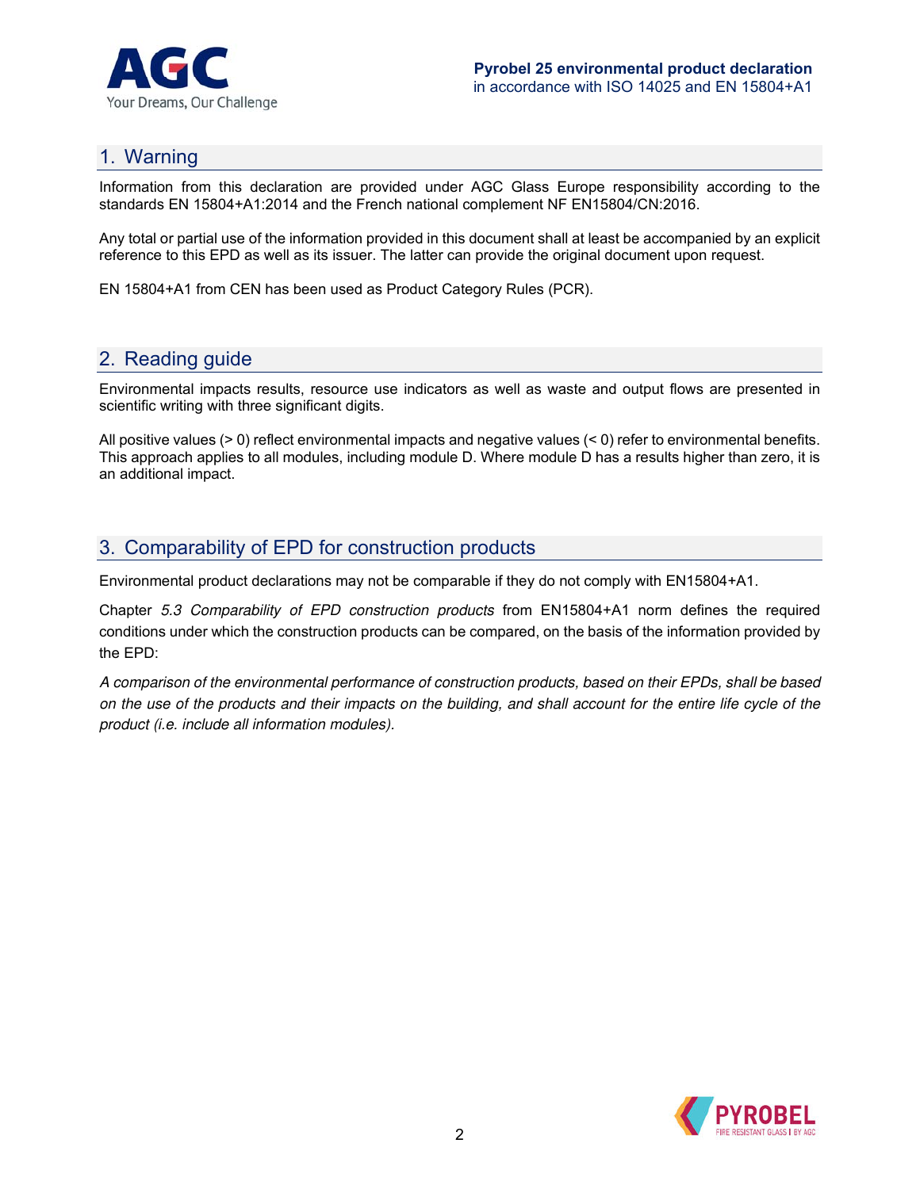## 1. Warning

Information from this declaration are provided under AGC Glass Europe responsibility according to the standards EN 15804+A1:2014 and the French national complement NF EN15804/CN:2016.

Any total or partial use of the information provided in this document shall at least be accompanied by an explicit reference to this EPD as well as its issuer. The latter can provide the original document upon request.

EN 15804+A1 from CEN has been used as Product Category Rules (PCR).

## 2. Reading guide

Environmental impacts results, resource use indicators as well as waste and output flows are presented in scientific writing with three significant digits.

All positive values (> 0) reflect environmental impacts and negative values (< 0) refer to environmental benefits. This approach applies to all modules, including module D. Where module D has a results higher than zero, it is an additional impact.

## 3. Comparability of EPD for construction products

Environmental product declarations may not be comparable if they do not comply with EN15804+A1.

Chapter *5.3 Comparability of EPD construction products* from EN15804+A1 norm defines the required conditions under which the construction products can be compared, on the basis of the information provided by the EPD:

*A comparison of the environmental performance of construction products, based on their EPDs, shall be based on the use of the products and their impacts on the building, and shall account for the entire life cycle of the product (i.e. include all information modules).*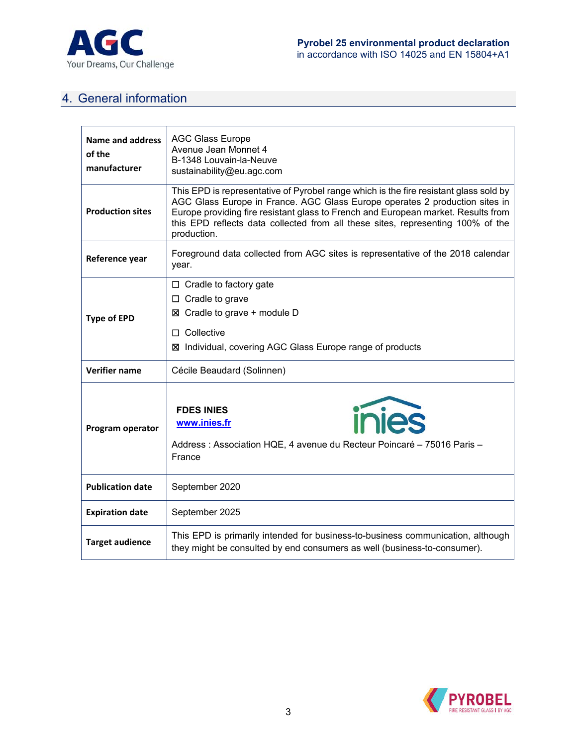## 4. General information

| | |
|---|---|
| **Name and address of the manufacturer** | AGC Glass Europe<br>Avenue Jean Monnet 4<br>B-1348 Louvain-la-Neuve<br>sustainability@eu.agc.com |
| **Production sites** | This EPD is representative of Pyrobel range which is the fire resistant glass sold by AGC Glass Europe in France. AGC Glass Europe operates 2 production sites in Europe providing fire resistant glass to French and European market. Results from this EPD reflects data collected from all these sites, representing 100% of the production. |
| **Reference year** | Foreground data collected from AGC sites is representative of the 2018 calendar year. |
| **Type of EPD** | ☐ Cradle to factory gate<br>☐ Cradle to grave<br>☒ Cradle to grave + module D |
| | ☐ Collective<br>☒ Individual, covering AGC Glass Europe range of products |
| **Verifier name** | Cécile Beaudard (Solinnen) |
| **Program operator** | **FDES INIES**<br>**www.inies.fr**<br>Address : Association HQE, 4 avenue du Recteur Poincaré – 75016 Paris – France |
| **Publication date** | September 2020 |
| **Expiration date** | September 2025 |
| **Target audience** | This EPD is primarily intended for business-to-business communication, although they might be consulted by end consumers as well (business-to-consumer). |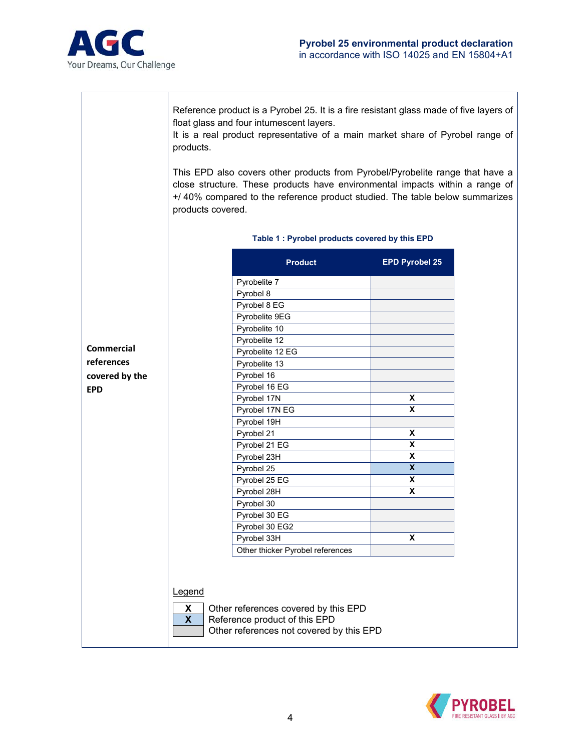**Commercial references covered by the EPD**

Reference product is a Pyrobel 25. It is a fire resistant glass made of five layers of float glass and four intumescent layers.
It is a real product representative of a main market share of Pyrobel range of products.

This EPD also covers other products from Pyrobel/Pyrobelite range that have a close structure. These products have environmental impacts within a range of +/ 40% compared to the reference product studied. The table below summarizes products covered.

**Table 1 : Pyrobel products covered by this EPD**

| Product | EPD Pyrobel 25 |
|---|---|
| Pyrobelite 7 | |
| Pyrobel 8 | |
| Pyrobel 8 EG | |
| Pyrobelite 9EG | |
| Pyrobelite 10 | |
| Pyrobelite 12 | |
| Pyrobelite 12 EG | |
| Pyrobelite 13 | |
| Pyrobel 16 | |
| Pyrobel 16 EG | |
| Pyrobel 17N | X |
| Pyrobel 17N EG | X |
| Pyrobel 19H | |
| Pyrobel 21 | X |
| Pyrobel 21 EG | X |
| Pyrobel 23H | X |
| Pyrobel 25 | X |
| Pyrobel 25 EG | X |
| Pyrobel 28H | X |
| Pyrobel 30 | |
| Pyrobel 30 EG | |
| Pyrobel 30 EG2 | |
| Pyrobel 33H | X |
| Other thicker Pyrobel references | |

Legend

- X (white) — Other references covered by this EPD
- X (blue) — Reference product of this EPD
- (grey) — Other references not covered by this EPD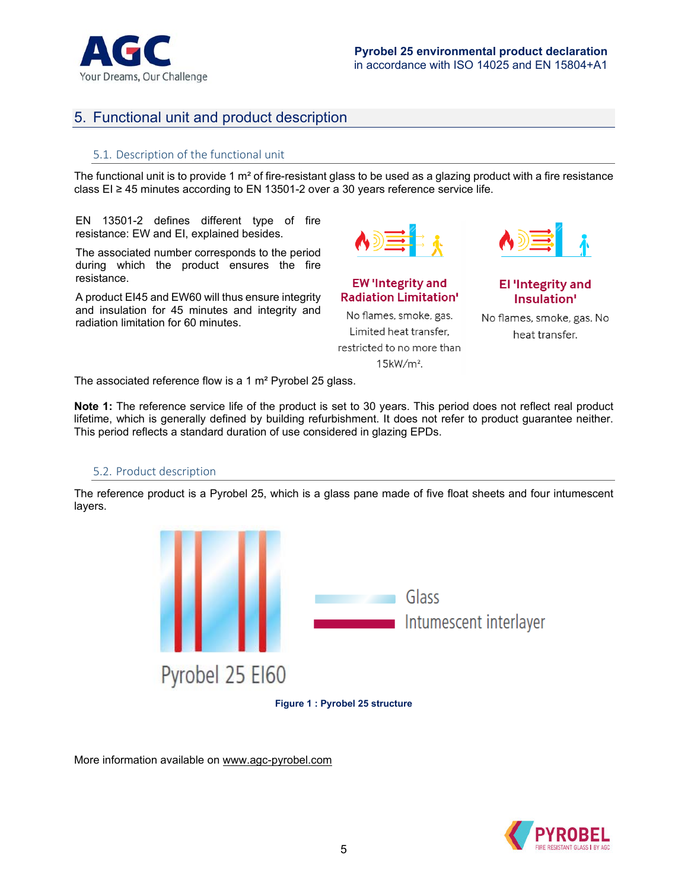## 5. Functional unit and product description

### 5.1. Description of the functional unit

The functional unit is to provide 1 m² of fire-resistant glass to be used as a glazing product with a fire resistance class EI ≥ 45 minutes according to EN 13501-2 over a 30 years reference service life.

EN 13501-2 defines different type of fire resistance: EW and EI, explained besides.

The associated number corresponds to the period during which the product ensures the fire resistance.

A product EI45 and EW60 will thus ensure integrity and insulation for 45 minutes and integrity and radiation limitation for 60 minutes.

**EW 'Integrity and Radiation Limitation'**

No flames, smoke, gas. Limited heat transfer, restricted to no more than 15kW/m².

**EI 'Integrity and Insulation'**

No flames, smoke, gas. No heat transfer.

The associated reference flow is a 1 m² Pyrobel 25 glass.

**Note 1:** The reference service life of the product is set to 30 years. This period does not reflect real product lifetime, which is generally defined by building refurbishment. It does not refer to product guarantee neither. This period reflects a standard duration of use considered in glazing EPDs.

### 5.2. Product description

The reference product is a Pyrobel 25, which is a glass pane made of five float sheets and four intumescent layers.

Pyrobel 25 EI60

Glass

Intumescent interlayer

**Figure 1 : Pyrobel 25 structure**

More information available on www.agc-pyrobel.com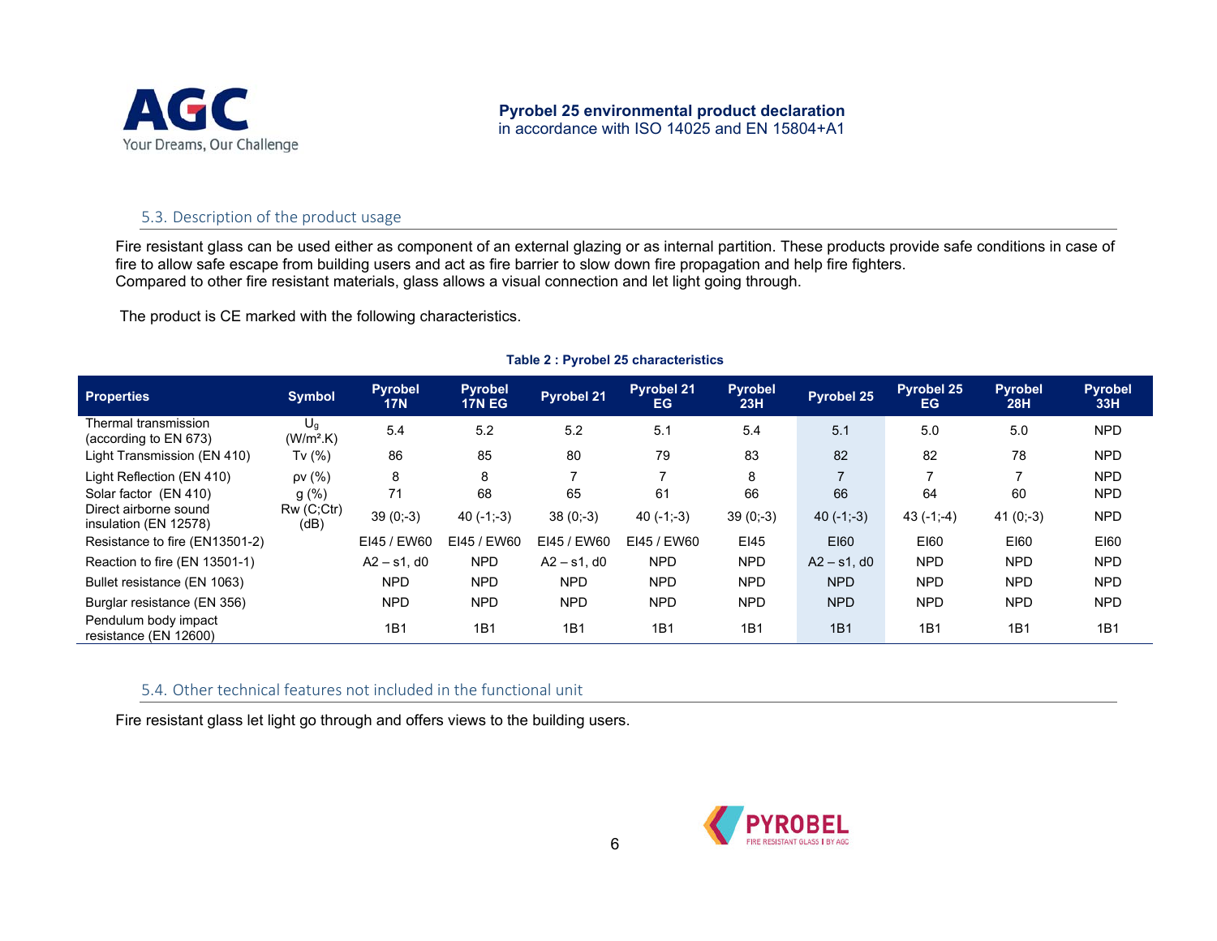### 5.3. Description of the product usage

Fire resistant glass can be used either as component of an external glazing or as internal partition. These products provide safe conditions in case of fire to allow safe escape from building users and act as fire barrier to slow down fire propagation and help fire fighters.
Compared to other fire resistant materials, glass allows a visual connection and let light going through.

The product is CE marked with the following characteristics.

**Table 2 : Pyrobel 25 characteristics**

| Properties | Symbol | Pyrobel 17N | Pyrobel 17N EG | Pyrobel 21 | Pyrobel 21 EG | Pyrobel 23H | Pyrobel 25 | Pyrobel 25 EG | Pyrobel 28H | Pyrobel 33H |
|---|---|---|---|---|---|---|---|---|---|---|
| Thermal transmission (according to EN 673) | $U_g$ ($W/m^2.K$) | 5.4 | 5.2 | 5.2 | 5.1 | 5.4 | 5.1 | 5.0 | 5.0 | NPD |
| Light Transmission (EN 410) | Tv (%) | 86 | 85 | 80 | 79 | 83 | 82 | 82 | 78 | NPD |
| Light Reflection (EN 410) | ρv (%) | 8 | 8 | 7 | 7 | 8 | 7 | 7 | 7 | NPD |
| Solar factor (EN 410) | g (%) | 71 | 68 | 65 | 61 | 66 | 66 | 64 | 60 | NPD |
| Direct airborne sound insulation (EN 12578) | Rw (C;Ctr) (dB) | 39 (0;-3) | 40 (-1;-3) | 38 (0;-3) | 40 (-1;-3) | 39 (0;-3) | 40 (-1;-3) | 43 (-1;-4) | 41 (0;-3) | NPD |
| Resistance to fire (EN13501-2) | | EI45 / EW60 | EI45 / EW60 | EI45 / EW60 | EI45 / EW60 | EI45 | EI60 | EI60 | EI60 | EI60 |
| Reaction to fire (EN 13501-1) | | A2 – s1, d0 | NPD | A2 – s1, d0 | NPD | NPD | A2 – s1, d0 | NPD | NPD | NPD |
| Bullet resistance (EN 1063) | | NPD | NPD | NPD | NPD | NPD | NPD | NPD | NPD | NPD |
| Burglar resistance (EN 356) | | NPD | NPD | NPD | NPD | NPD | NPD | NPD | NPD | NPD |
| Pendulum body impact resistance (EN 12600) | | 1B1 | 1B1 | 1B1 | 1B1 | 1B1 | 1B1 | 1B1 | 1B1 | 1B1 |

### 5.4. Other technical features not included in the functional unit

Fire resistant glass let light go through and offers views to the building users.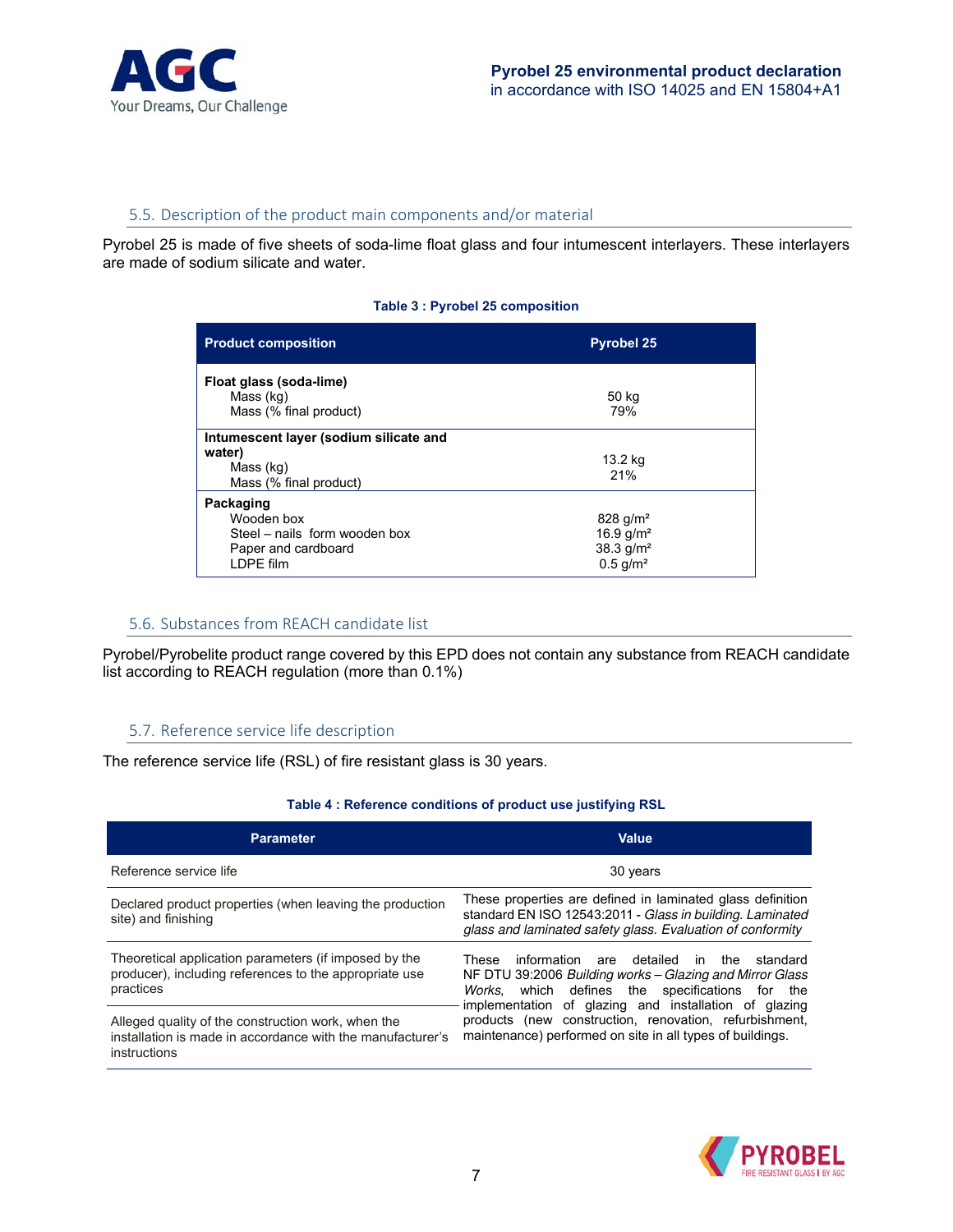### 5.5. Description of the product main components and/or material

Pyrobel 25 is made of five sheets of soda-lime float glass and four intumescent interlayers. These interlayers are made of sodium silicate and water.

**Table 3 : Pyrobel 25 composition**

| Product composition | Pyrobel 25 |
|---|---|
| **Float glass (soda-lime)**<br>Mass (kg)<br>Mass (% final product) | <br>50 kg<br>79% |
| **Intumescent layer (sodium silicate and water)**<br>Mass (kg)<br>Mass (% final product) | <br>13.2 kg<br>21% |
| **Packaging**<br>Wooden box<br>Steel – nails form wooden box<br>Paper and cardboard<br>LDPE film | <br>828 g/m²<br>16.9 g/m²<br>38.3 g/m²<br>0.5 g/m² |

### 5.6. Substances from REACH candidate list

Pyrobel/Pyrobelite product range covered by this EPD does not contain any substance from REACH candidate list according to REACH regulation (more than 0.1%)

### 5.7. Reference service life description

The reference service life (RSL) of fire resistant glass is 30 years.

**Table 4 : Reference conditions of product use justifying RSL**

| Parameter | Value |
|---|---|
| Reference service life | 30 years |
| Declared product properties (when leaving the production site) and finishing | These properties are defined in laminated glass definition standard EN ISO 12543:2011 - *Glass in building. Laminated glass and laminated safety glass. Evaluation of conformity* |
| Theoretical application parameters (if imposed by the producer), including references to the appropriate use practices | These information are detailed in the standard NF DTU 39:2006 *Building works – Glazing and Mirror Glass Works*, which defines the specifications for the implementation of glazing and installation of glazing products (new construction, renovation, refurbishment, maintenance) performed on site in all types of buildings. |
| Alleged quality of the construction work, when the installation is made in accordance with the manufacturer's instructions | |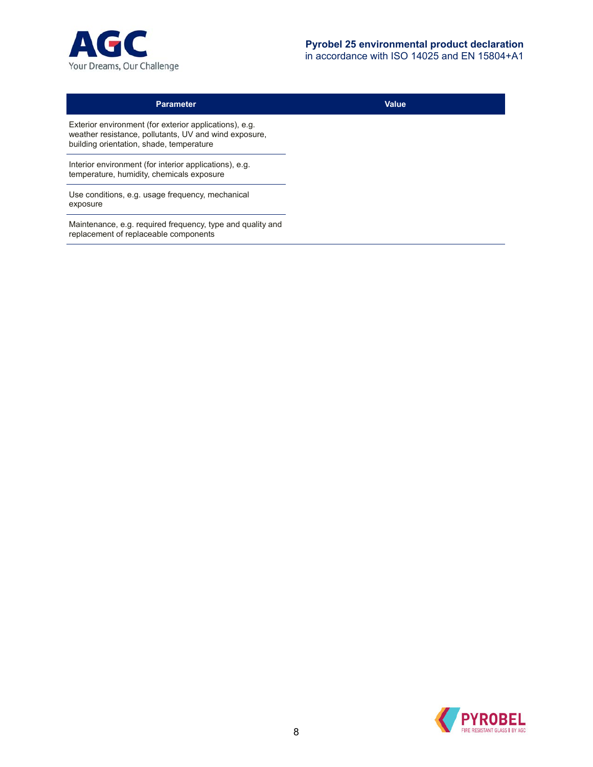| Parameter | Value |
|---|---|
| Exterior environment (for exterior applications), e.g. weather resistance, pollutants, UV and wind exposure, building orientation, shade, temperature | |
| Interior environment (for interior applications), e.g. temperature, humidity, chemicals exposure | |
| Use conditions, e.g. usage frequency, mechanical exposure | |
| Maintenance, e.g. required frequency, type and quality and replacement of replaceable components | |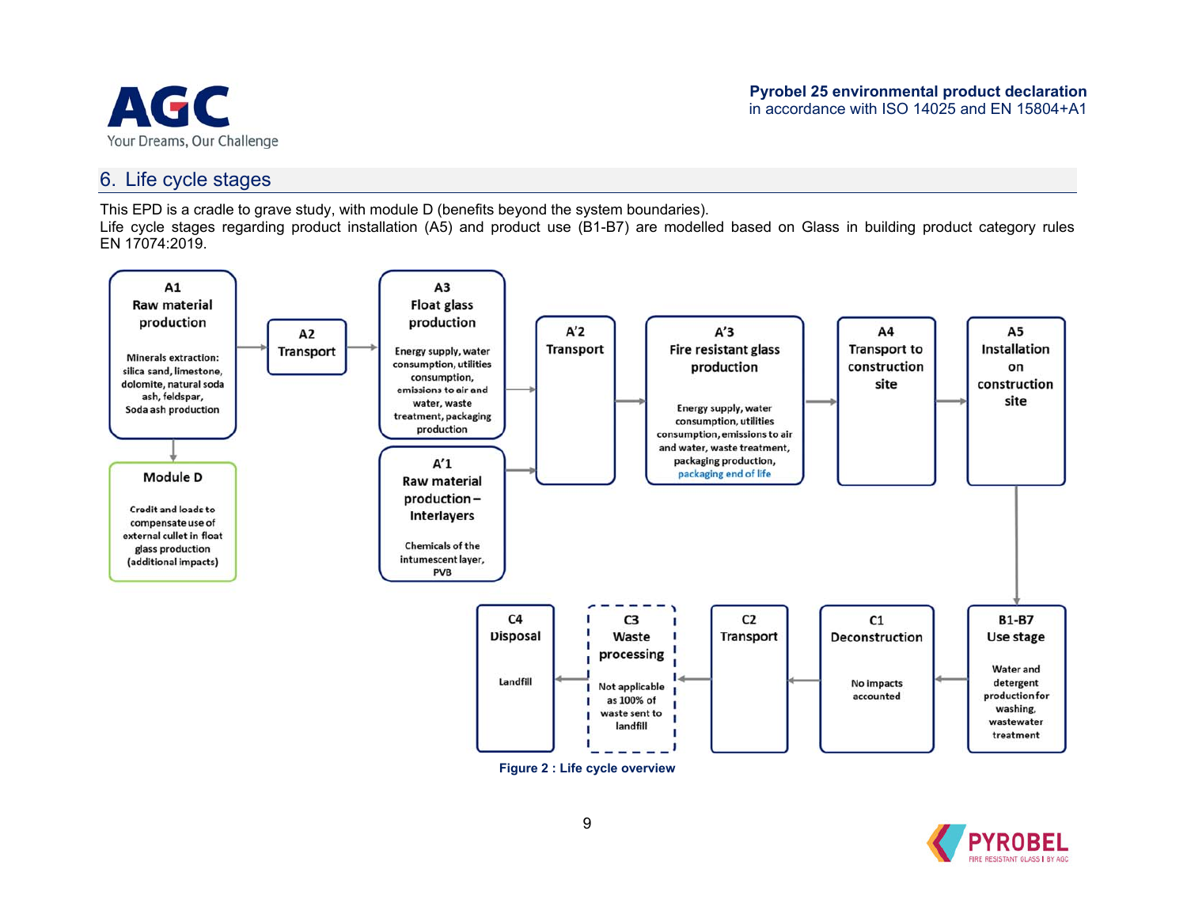## 6. Life cycle stages

This EPD is a cradle to grave study, with module D (benefits beyond the system boundaries).
Life cycle stages regarding product installation (A5) and product use (B1-B7) are modelled based on Glass in building product category rules EN 17074:2019.

**A1 Raw material production**
Minerals extraction: silica sand, limestone, dolomite, natural soda ash, feldspar, Soda ash production

**A2 Transport**

**A3 Float glass production**
Energy supply, water consumption, utilities consumption, emissions to air and water, waste treatment, packaging production

**A'1 Raw material production – Interlayers**
Chemicals of the intumescent layer, PVB

**A'2 Transport**

**A'3 Fire resistant glass production**
Energy supply, water consumption, utilities consumption, emissions to air and water, waste treatment, packaging production, packaging end of life

**A4 Transport to construction site**

**A5 Installation on construction site**

**B1-B7 Use stage**
Water and detergent production for washing, wastewater treatment

**C1 Deconstruction**
No impacts accounted

**C2 Transport**

**C3 Waste processing**
Not applicable as 100% of waste sent to landfill

**C4 Disposal**
Landfill

**Module D**
Credit and loads to compensate use of external cullet in float glass production (additional impacts)

Figure 2 : Life cycle overview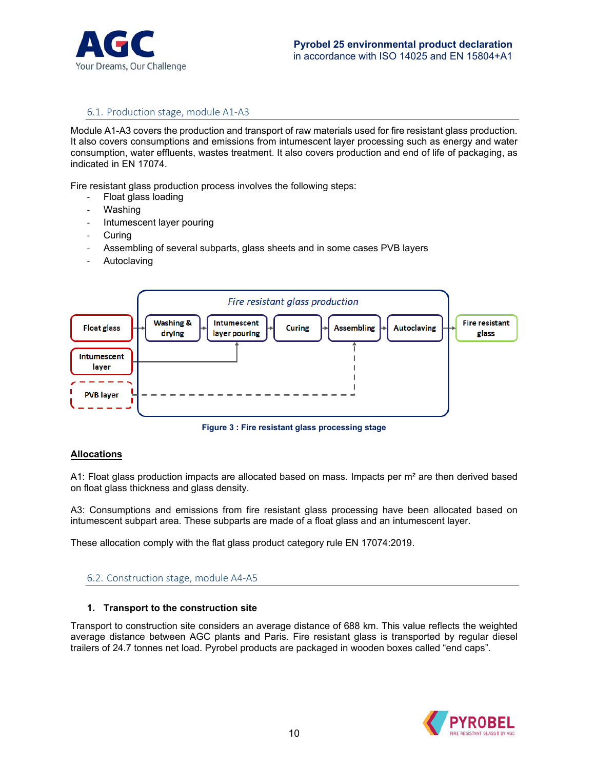## 6.1. Production stage, module A1-A3

Module A1-A3 covers the production and transport of raw materials used for fire resistant glass production. It also covers consumptions and emissions from intumescent layer processing such as energy and water consumption, water effluents, wastes treatment. It also covers production and end of life of packaging, as indicated in EN 17074.

Fire resistant glass production process involves the following steps:

- Float glass loading
- Washing
- Intumescent layer pouring
- Curing
- Assembling of several subparts, glass sheets and in some cases PVB layers
- Autoclaving

Figure 3 : Fire resistant glass processing stage

**Allocations**

A1: Float glass production impacts are allocated based on mass. Impacts per m² are then derived based on float glass thickness and glass density.

A3: Consumptions and emissions from fire resistant glass processing have been allocated based on intumescent subpart area. These subparts are made of a float glass and an intumescent layer.

These allocation comply with the flat glass product category rule EN 17074:2019.

## 6.2. Construction stage, module A4-A5

### 1. Transport to the construction site

Transport to construction site considers an average distance of 688 km. This value reflects the weighted average distance between AGC plants and Paris. Fire resistant glass is transported by regular diesel trailers of 24.7 tonnes net load. Pyrobel products are packaged in wooden boxes called “end caps”.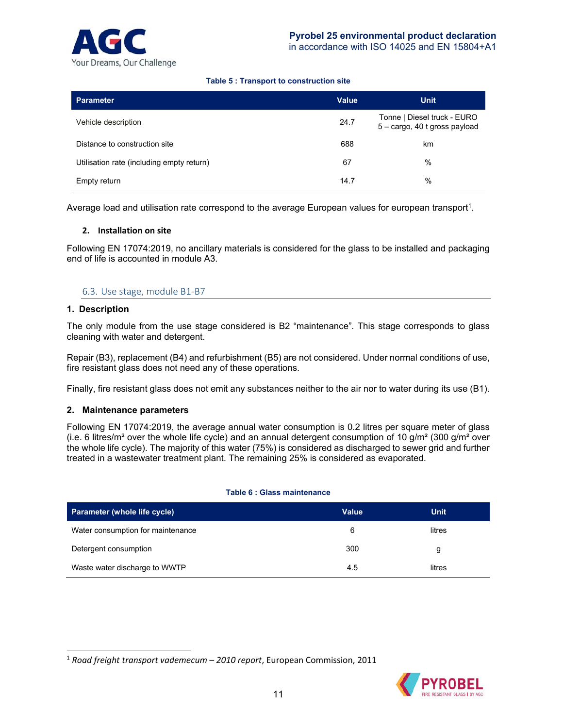**Table 5 : Transport to construction site**

| Parameter | Value | Unit |
|---|---|---|
| Vehicle description | 24.7 | Tonne \| Diesel truck - EURO 5 – cargo, 40 t gross payload |
| Distance to construction site | 688 | km |
| Utilisation rate (including empty return) | 67 | % |
| Empty return | 14.7 | % |

Average load and utilisation rate correspond to the average European values for european transport[1].

**2. Installation on site**

Following EN 17074:2019, no ancillary materials is considered for the glass to be installed and packaging end of life is accounted in module A3.

## 6.3. Use stage, module B1-B7

### 1. Description

The only module from the use stage considered is B2 "maintenance". This stage corresponds to glass cleaning with water and detergent.

Repair (B3), replacement (B4) and refurbishment (B5) are not considered. Under normal conditions of use, fire resistant glass does not need any of these operations.

Finally, fire resistant glass does not emit any substances neither to the air nor to water during its use (B1).

### 2. Maintenance parameters

Following EN 17074:2019, the average annual water consumption is 0.2 litres per square meter of glass (i.e. 6 litres/m² over the whole life cycle) and an annual detergent consumption of 10 g/m² (300 g/m² over the whole life cycle). The majority of this water (75%) is considered as discharged to sewer grid and further treated in a wastewater treatment plant. The remaining 25% is considered as evaporated.

**Table 6 : Glass maintenance**

| Parameter (whole life cycle) | Value | Unit |
|---|---|---|
| Water consumption for maintenance | 6 | litres |
| Detergent consumption | 300 | g |
| Waste water discharge to WWTP | 4.5 | litres |

[1] *Road freight transport vademecum – 2010 report*, European Commission, 2011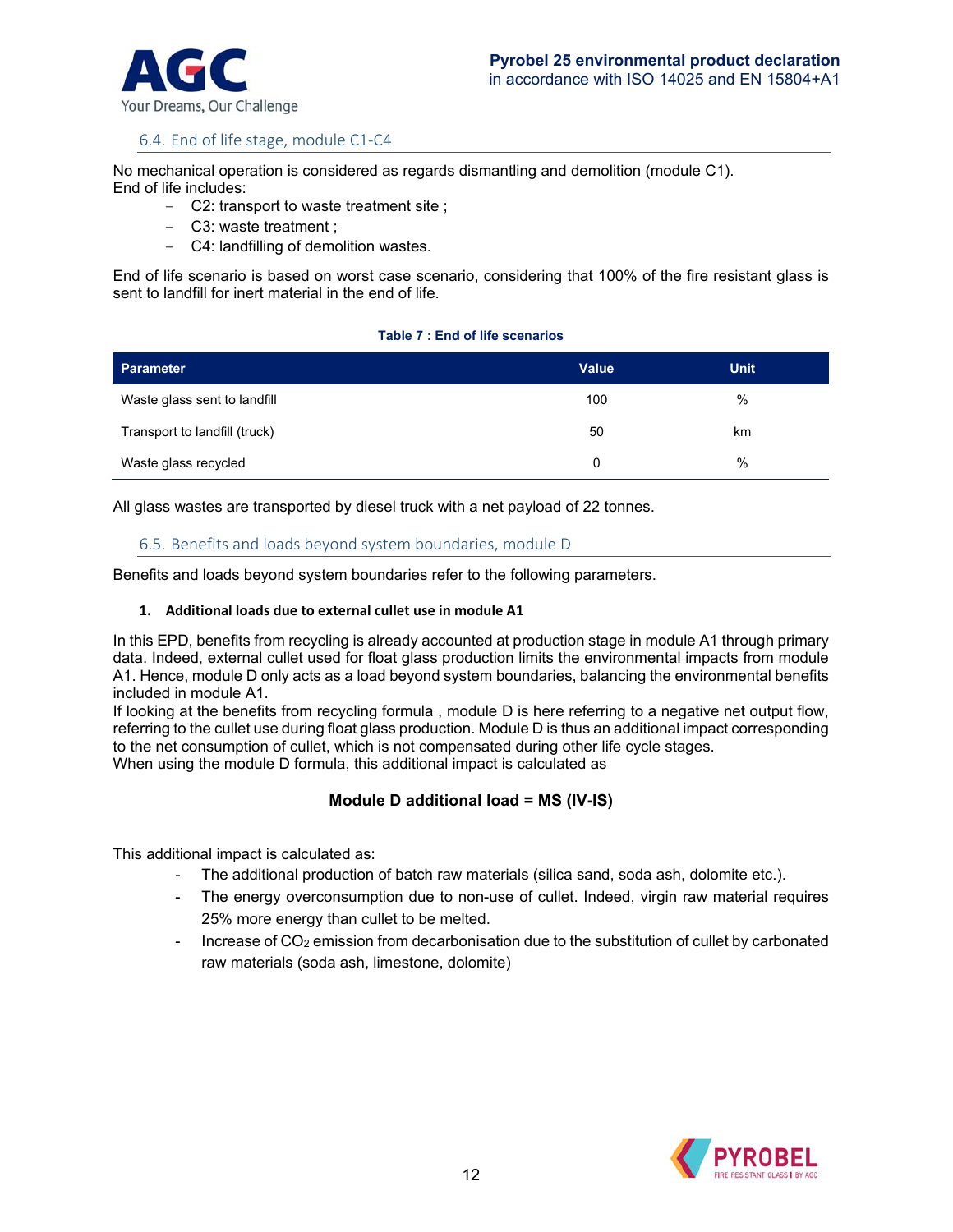## 6.4. End of life stage, module C1-C4

No mechanical operation is considered as regards dismantling and demolition (module C1).
End of life includes:

- C2: transport to waste treatment site ;
- C3: waste treatment ;
- C4: landfilling of demolition wastes.

End of life scenario is based on worst case scenario, considering that 100% of the fire resistant glass is sent to landfill for inert material in the end of life.

**Table 7 : End of life scenarios**

| Parameter | Value | Unit |
|---|---|---|
| Waste glass sent to landfill | 100 | % |
| Transport to landfill (truck) | 50 | km |
| Waste glass recycled | 0 | % |

All glass wastes are transported by diesel truck with a net payload of 22 tonnes.

## 6.5. Benefits and loads beyond system boundaries, module D

Benefits and loads beyond system boundaries refer to the following parameters.

**1. Additional loads due to external cullet use in module A1**

In this EPD, benefits from recycling is already accounted at production stage in module A1 through primary data. Indeed, external cullet used for float glass production limits the environmental impacts from module A1. Hence, module D only acts as a load beyond system boundaries, balancing the environmental benefits included in module A1.
If looking at the benefits from recycling formula , module D is here referring to a negative net output flow, referring to the cullet use during float glass production. Module D is thus an additional impact corresponding to the net consumption of cullet, which is not compensated during other life cycle stages.
When using the module D formula, this additional impact is calculated as

**Module D additional load = MS (IV-IS)**

This additional impact is calculated as:

- The additional production of batch raw materials (silica sand, soda ash, dolomite etc.).
- The energy overconsumption due to non-use of cullet. Indeed, virgin raw material requires 25% more energy than cullet to be melted.
- Increase of $CO_2$ emission from decarbonisation due to the substitution of cullet by carbonated raw materials (soda ash, limestone, dolomite)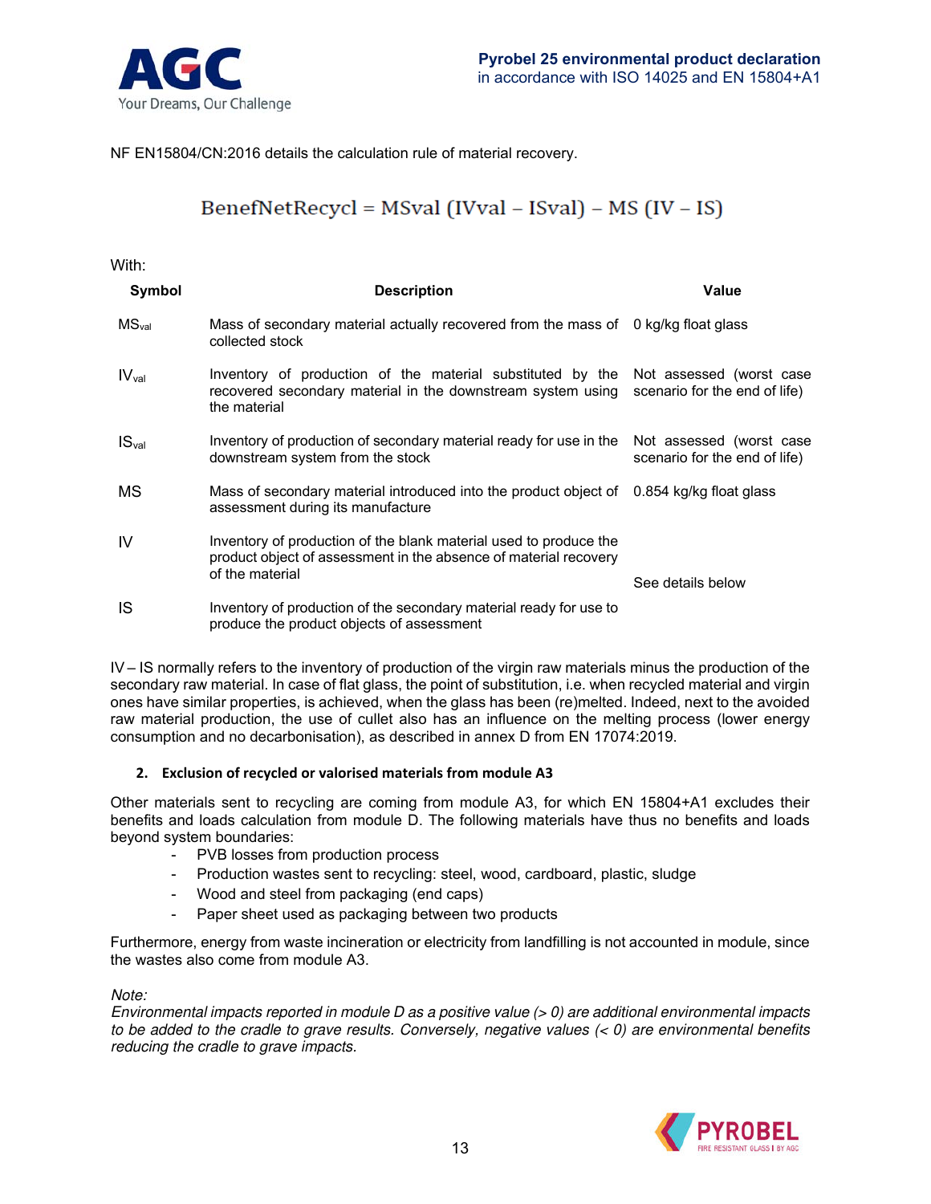NF EN15804/CN:2016 details the calculation rule of material recovery.

$$BenefNetRecycl = MSval\ (IVval - ISval) - MS\ (IV - IS)$$

With:

| Symbol | Description | Value |
|---|---|---|
| $MS_{val}$ | Mass of secondary material actually recovered from the mass of collected stock | 0 kg/kg float glass |
| $IV_{val}$ | Inventory of production of the material substituted by the recovered secondary material in the downstream system using the material | Not assessed (worst case scenario for the end of life) |
| $IS_{val}$ | Inventory of production of secondary material ready for use in the downstream system from the stock | Not assessed (worst case scenario for the end of life) |
| MS | Mass of secondary material introduced into the product object of assessment during its manufacture | 0.854 kg/kg float glass |
| IV | Inventory of production of the blank material used to produce the product object of assessment in the absence of material recovery of the material | See details below |
| IS | Inventory of production of the secondary material ready for use to produce the product objects of assessment | |

IV – IS normally refers to the inventory of production of the virgin raw materials minus the production of the secondary raw material. In case of flat glass, the point of substitution, i.e. when recycled material and virgin ones have similar properties, is achieved, when the glass has been (re)melted. Indeed, next to the avoided raw material production, the use of cullet also has an influence on the melting process (lower energy consumption and no decarbonisation), as described in annex D from EN 17074:2019.

**2. Exclusion of recycled or valorised materials from module A3**

Other materials sent to recycling are coming from module A3, for which EN 15804+A1 excludes their benefits and loads calculation from module D. The following materials have thus no benefits and loads beyond system boundaries:

- PVB losses from production process
- Production wastes sent to recycling: steel, wood, cardboard, plastic, sludge
- Wood and steel from packaging (end caps)
- Paper sheet used as packaging between two products

Furthermore, energy from waste incineration or electricity from landfilling is not accounted in module, since the wastes also come from module A3.

*Note:*
*Environmental impacts reported in module D as a positive value (> 0) are additional environmental impacts to be added to the cradle to grave results. Conversely, negative values (< 0) are environmental benefits reducing the cradle to grave impacts.*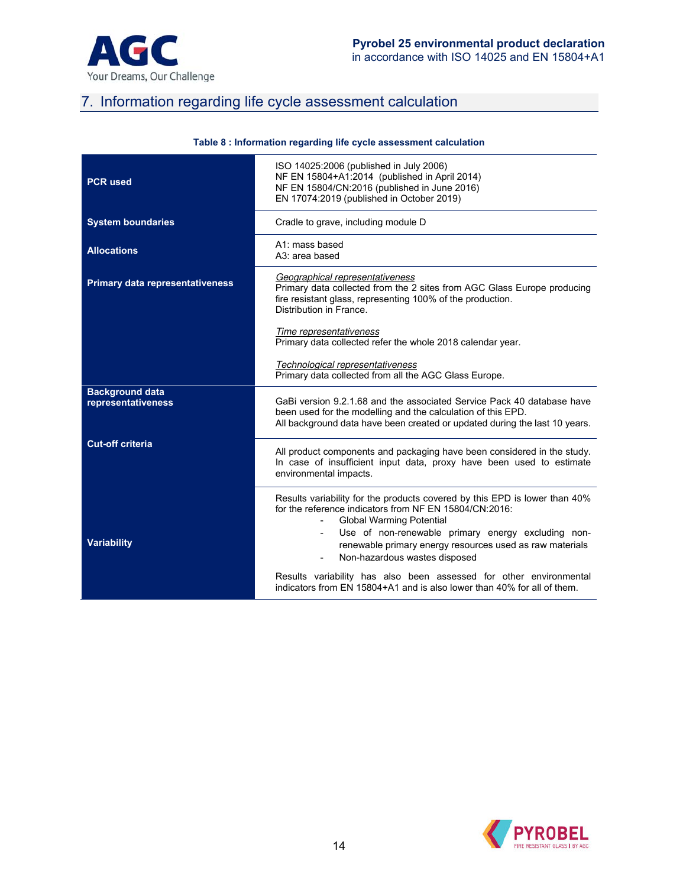## 7. Information regarding life cycle assessment calculation

**Table 8 : Information regarding life cycle assessment calculation**

| | |
|---|---|
| **PCR used** | ISO 14025:2006 (published in July 2006)<br>NF EN 15804+A1:2014 (published in April 2014)<br>NF EN 15804/CN:2016 (published in June 2016)<br>EN 17074:2019 (published in October 2019) |
| **System boundaries** | Cradle to grave, including module D |
| **Allocations** | A1: mass based<br>A3: area based |
| **Primary data representativeness** | _Geographical representativeness_<br>Primary data collected from the 2 sites from AGC Glass Europe producing fire resistant glass, representing 100% of the production.<br>Distribution in France.<br><br>_Time representativeness_<br>Primary data collected refer the whole 2018 calendar year.<br><br>_Technological representativeness_<br>Primary data collected from all the AGC Glass Europe. |
| **Background data representativeness** | GaBi version 9.2.1.68 and the associated Service Pack 40 database have been used for the modelling and the calculation of this EPD.<br>All background data have been created or updated during the last 10 years. |
| **Cut-off criteria** | All product components and packaging have been considered in the study. In case of insufficient input data, proxy have been used to estimate environmental impacts. |
| **Variability** | Results variability for the products covered by this EPD is lower than 40% for the reference indicators from NF EN 15804/CN:2016:<br>- Global Warming Potential<br>- Use of non-renewable primary energy excluding non-renewable primary energy resources used as raw materials<br>- Non-hazardous wastes disposed<br><br>Results variability has also been assessed for other environmental indicators from EN 15804+A1 and is also lower than 40% for all of them. |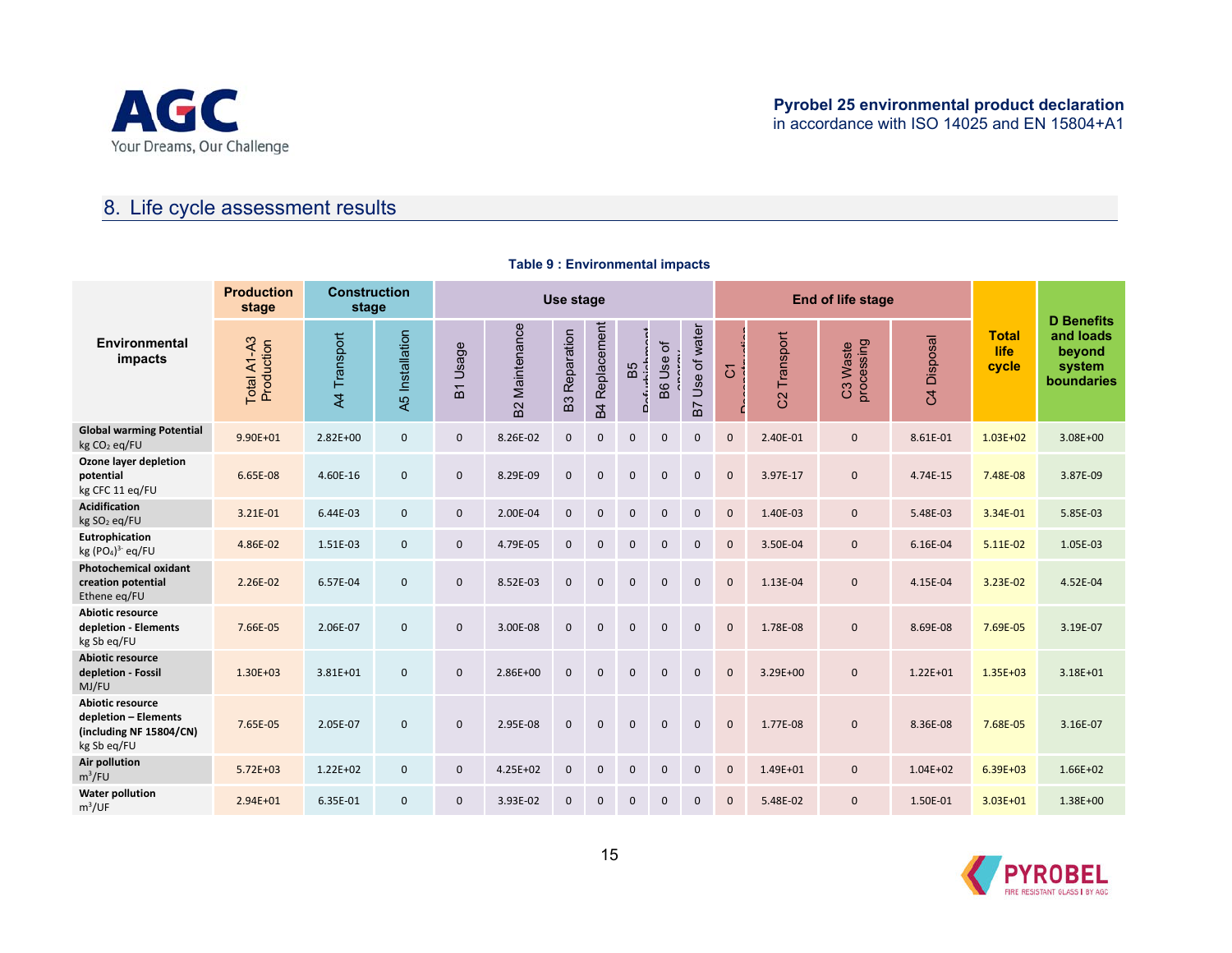## 8. Life cycle assessment results

**Table 9 : Environmental impacts**

| Environmental impacts | Production stage | Construction stage | | Use stage | | | | | | | End of life stage | | | | Total life cycle | D Benefits and loads beyond system boundaries |
|---|---|---|---|---|---|---|---|---|---|---|---|---|---|---|---|---|
| | Total A1-A3 Production | A4 Transport | A5 Installation | B1 Usage | B2 Maintenance | B3 Reparation | B4 Replacement | B5 Refurbishment | B6 Use of energy | B7 Use of water | C1 Deconstruction | C2 Transport | C3 Waste processing | C4 Disposal | | |
| **Global warming Potential** kg $CO_2$ eq/FU | 9.90E+01 | 2.82E+00 | 0 | 0 | 8.26E-02 | 0 | 0 | 0 | 0 | 0 | 0 | 2.40E-01 | 0 | 8.61E-01 | 1.03E+02 | 3.08E+00 |
| **Ozone layer depletion potential** kg CFC 11 eq/FU | 6.65E-08 | 4.60E-16 | 0 | 0 | 8.29E-09 | 0 | 0 | 0 | 0 | 0 | 0 | 3.97E-17 | 0 | 4.74E-15 | 7.48E-08 | 3.87E-09 |
| **Acidification** kg $SO_2$ eq/FU | 3.21E-01 | 6.44E-03 | 0 | 0 | 2.00E-04 | 0 | 0 | 0 | 0 | 0 | 0 | 1.40E-03 | 0 | 5.48E-03 | 3.34E-01 | 5.85E-03 |
| **Eutrophication** kg $(PO_4)^{3-}$ eq/FU | 4.86E-02 | 1.51E-03 | 0 | 0 | 4.79E-05 | 0 | 0 | 0 | 0 | 0 | 0 | 3.50E-04 | 0 | 6.16E-04 | 5.11E-02 | 1.05E-03 |
| **Photochemical oxidant creation potential** Ethene eq/FU | 2.26E-02 | 6.57E-04 | 0 | 0 | 8.52E-03 | 0 | 0 | 0 | 0 | 0 | 0 | 1.13E-04 | 0 | 4.15E-04 | 3.23E-02 | 4.52E-04 |
| **Abiotic resource depletion - Elements** kg Sb eq/FU | 7.66E-05 | 2.06E-07 | 0 | 0 | 3.00E-08 | 0 | 0 | 0 | 0 | 0 | 0 | 1.78E-08 | 0 | 8.69E-08 | 7.69E-05 | 3.19E-07 |
| **Abiotic resource depletion - Fossil** MJ/FU | 1.30E+03 | 3.81E+01 | 0 | 0 | 2.86E+00 | 0 | 0 | 0 | 0 | 0 | 0 | 3.29E+00 | 0 | 1.22E+01 | 1.35E+03 | 3.18E+01 |
| **Abiotic resource depletion – Elements (including NF 15804/CN)** kg Sb eq/FU | 7.65E-05 | 2.05E-07 | 0 | 0 | 2.95E-08 | 0 | 0 | 0 | 0 | 0 | 0 | 1.77E-08 | 0 | 8.36E-08 | 7.68E-05 | 3.16E-07 |
| **Air pollution** $m^3$/FU | 5.72E+03 | 1.22E+02 | 0 | 0 | 4.25E+02 | 0 | 0 | 0 | 0 | 0 | 0 | 1.49E+01 | 0 | 1.04E+02 | 6.39E+03 | 1.66E+02 |
| **Water pollution** $m^3$/UF | 2.94E+01 | 6.35E-01 | 0 | 0 | 3.93E-02 | 0 | 0 | 0 | 0 | 0 | 0 | 5.48E-02 | 0 | 1.50E-01 | 3.03E+01 | 1.38E+00 |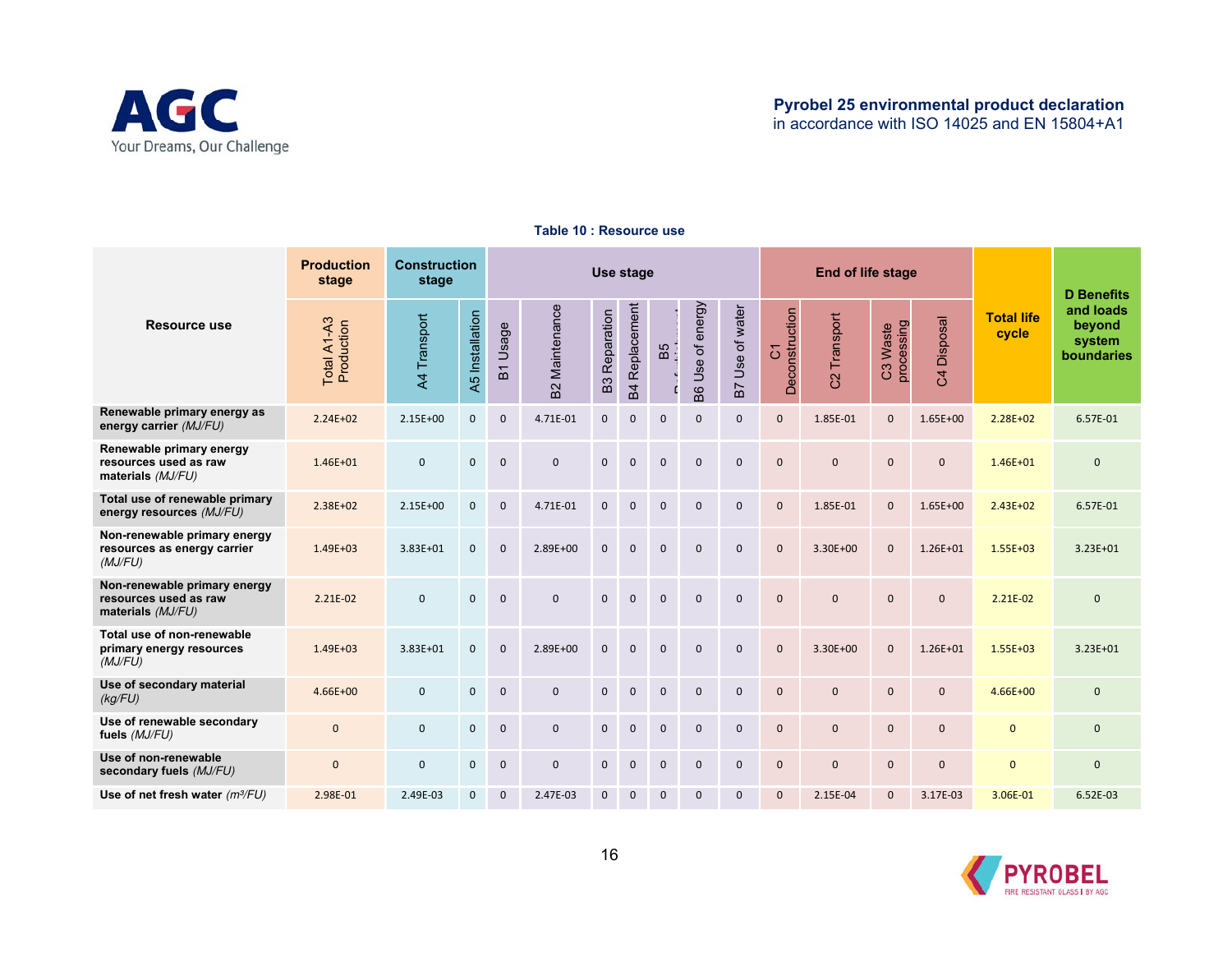**Table 10 : Resource use**

| Resource use | Production stage | Construction stage | | Use stage | | | | | | | End of life stage | | | | Total life cycle | D Benefits and loads beyond system boundaries |
|---|---|---|---|---|---|---|---|---|---|---|---|---|---|---|---|---|
| | Total A1-A3 Production | A4 Transport | A5 Installation | B1 Usage | B2 Maintenance | B3 Reparation | B4 Replacement | B5 Refurbishment | B6 Use of energy | B7 Use of water | C1 Deconstruction | C2 Transport | C3 Waste processing | C4 Disposal | | |
| **Renewable primary energy as energy carrier** *(MJ/FU)* | 2.24E+02 | 2.15E+00 | 0 | 0 | 4.71E-01 | 0 | 0 | 0 | 0 | 0 | 0 | 1.85E-01 | 0 | 1.65E+00 | 2.28E+02 | 6.57E-01 |
| **Renewable primary energy resources used as raw materials** *(MJ/FU)* | 1.46E+01 | 0 | 0 | 0 | 0 | 0 | 0 | 0 | 0 | 0 | 0 | 0 | 0 | 0 | 1.46E+01 | 0 |
| **Total use of renewable primary energy resources** *(MJ/FU)* | 2.38E+02 | 2.15E+00 | 0 | 0 | 4.71E-01 | 0 | 0 | 0 | 0 | 0 | 0 | 1.85E-01 | 0 | 1.65E+00 | 2.43E+02 | 6.57E-01 |
| **Non-renewable primary energy resources as energy carrier** *(MJ/FU)* | 1.49E+03 | 3.83E+01 | 0 | 0 | 2.89E+00 | 0 | 0 | 0 | 0 | 0 | 0 | 3.30E+00 | 0 | 1.26E+01 | 1.55E+03 | 3.23E+01 |
| **Non-renewable primary energy resources used as raw materials** *(MJ/FU)* | 2.21E-02 | 0 | 0 | 0 | 0 | 0 | 0 | 0 | 0 | 0 | 0 | 0 | 0 | 0 | 2.21E-02 | 0 |
| **Total use of non-renewable primary energy resources** *(MJ/FU)* | 1.49E+03 | 3.83E+01 | 0 | 0 | 2.89E+00 | 0 | 0 | 0 | 0 | 0 | 0 | 3.30E+00 | 0 | 1.26E+01 | 1.55E+03 | 3.23E+01 |
| **Use of secondary material** *(kg/FU)* | 4.66E+00 | 0 | 0 | 0 | 0 | 0 | 0 | 0 | 0 | 0 | 0 | 0 | 0 | 0 | 4.66E+00 | 0 |
| **Use of renewable secondary fuels** *(MJ/FU)* | 0 | 0 | 0 | 0 | 0 | 0 | 0 | 0 | 0 | 0 | 0 | 0 | 0 | 0 | 0 | 0 |
| **Use of non-renewable secondary fuels** *(MJ/FU)* | 0 | 0 | 0 | 0 | 0 | 0 | 0 | 0 | 0 | 0 | 0 | 0 | 0 | 0 | 0 | 0 |
| **Use of net fresh water** *($m^3$/FU)* | 2.98E-01 | 2.49E-03 | 0 | 0 | 2.47E-03 | 0 | 0 | 0 | 0 | 0 | 0 | 2.15E-04 | 0 | 3.17E-03 | 3.06E-01 | 6.52E-03 |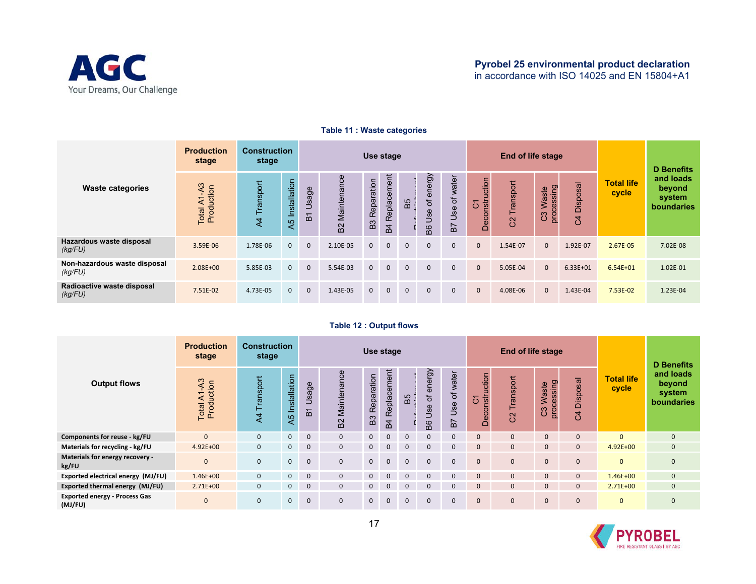Table 11 : Waste categories

| Waste categories | Production stage | Construction stage | | Use stage | | | | | | | End of life stage | | | | Total life cycle | D Benefits and loads beyond system boundaries |
|---|---|---|---|---|---|---|---|---|---|---|---|---|---|---|---|---|
| | Total A1-A3 Production | A4 Transport | A5 Installation | B1 Usage | B2 Maintenance | B3 Reparation | B4 Replacement | B5 Refurbishment | B6 Use of energy | B7 Use of water | C1 Deconstruction | C2 Transport | C3 Waste processing | C4 Disposal | | |
| **Hazardous waste disposal** *(kg/FU)* | 3.59E-06 | 1.78E-06 | 0 | 0 | 2.10E-05 | 0 | 0 | 0 | 0 | 0 | 0 | 1.54E-07 | 0 | 1.92E-07 | 2.67E-05 | 7.02E-08 |
| **Non-hazardous waste disposal** *(kg/FU)* | 2.08E+00 | 5.85E-03 | 0 | 0 | 5.54E-03 | 0 | 0 | 0 | 0 | 0 | 0 | 5.05E-04 | 0 | 6.33E+01 | 6.54E+01 | 1.02E-01 |
| **Radioactive waste disposal** *(kg/FU)* | 7.51E-02 | 4.73E-05 | 0 | 0 | 1.43E-05 | 0 | 0 | 0 | 0 | 0 | 0 | 4.08E-06 | 0 | 1.43E-04 | 7.53E-02 | 1.23E-04 |

Table 12 : Output flows

| Output flows | Production stage | Construction stage | | Use stage | | | | | | | End of life stage | | | | Total life cycle | D Benefits and loads beyond system boundaries |
|---|---|---|---|---|---|---|---|---|---|---|---|---|---|---|---|---|
| | Total A1-A3 Production | A4 Transport | A5 Installation | B1 Usage | B2 Maintenance | B3 Reparation | B4 Replacement | B5 Refurbishment | B6 Use of energy | B7 Use of water | C1 Deconstruction | C2 Transport | C3 Waste processing | C4 Disposal | | |
| **Components for reuse - kg/FU** | 0 | 0 | 0 | 0 | 0 | 0 | 0 | 0 | 0 | 0 | 0 | 0 | 0 | 0 | 0 | 0 |
| **Materials for recycling - kg/FU** | 4.92E+00 | 0 | 0 | 0 | 0 | 0 | 0 | 0 | 0 | 0 | 0 | 0 | 0 | 0 | 4.92E+00 | 0 |
| **Materials for energy recovery - kg/FU** | 0 | 0 | 0 | 0 | 0 | 0 | 0 | 0 | 0 | 0 | 0 | 0 | 0 | 0 | 0 | 0 |
| **Exported electrical energy (MJ/FU)** | 1.46E+00 | 0 | 0 | 0 | 0 | 0 | 0 | 0 | 0 | 0 | 0 | 0 | 0 | 0 | 1.46E+00 | 0 |
| **Exported thermal energy (MJ/FU)** | 2.71E+00 | 0 | 0 | 0 | 0 | 0 | 0 | 0 | 0 | 0 | 0 | 0 | 0 | 0 | 2.71E+00 | 0 |
| **Exported energy - Process Gas (MJ/FU)** | 0 | 0 | 0 | 0 | 0 | 0 | 0 | 0 | 0 | 0 | 0 | 0 | 0 | 0 | 0 | 0 |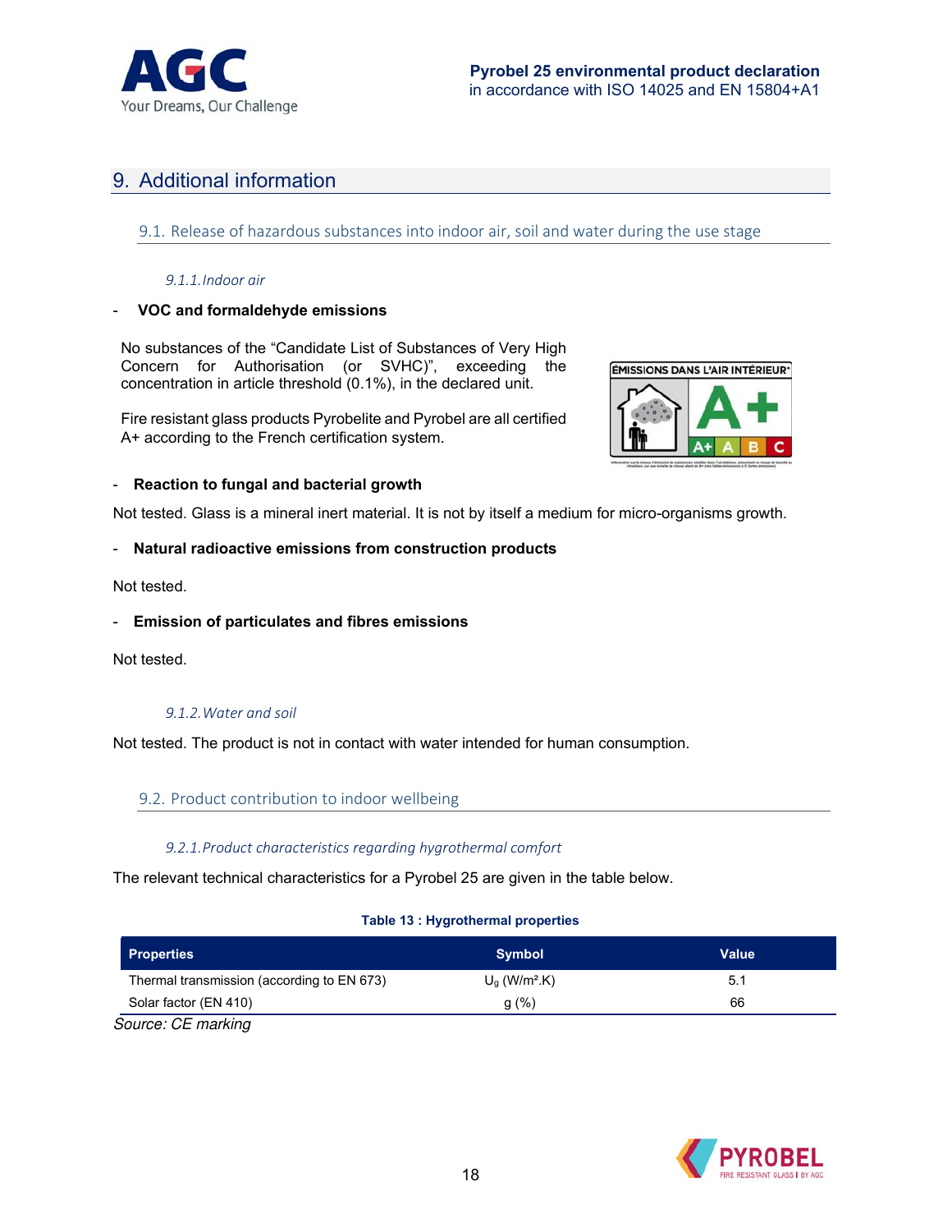# 9. Additional information

## 9.1. Release of hazardous substances into indoor air, soil and water during the use stage

### 9.1.1. Indoor air

- **VOC and formaldehyde emissions**

No substances of the "Candidate List of Substances of Very High Concern for Authorisation (or SVHC)", exceeding the concentration in article threshold (0.1%), in the declared unit.

Fire resistant glass products Pyrobelite and Pyrobel are all certified A+ according to the French certification system.

- **Reaction to fungal and bacterial growth**

Not tested. Glass is a mineral inert material. It is not by itself a medium for micro-organisms growth.

- **Natural radioactive emissions from construction products**

Not tested.

- **Emission of particulates and fibres emissions**

Not tested.

### 9.1.2. Water and soil

Not tested. The product is not in contact with water intended for human consumption.

## 9.2. Product contribution to indoor wellbeing

### 9.2.1. Product characteristics regarding hygrothermal comfort

The relevant technical characteristics for a Pyrobel 25 are given in the table below.

**Table 13 : Hygrothermal properties**

| Properties | Symbol | Value |
|---|---|---|
| Thermal transmission (according to EN 673) | $U_g$ (W/m².K) | 5.1 |
| Solar factor (EN 410) | g (%) | 66 |

*Source: CE marking*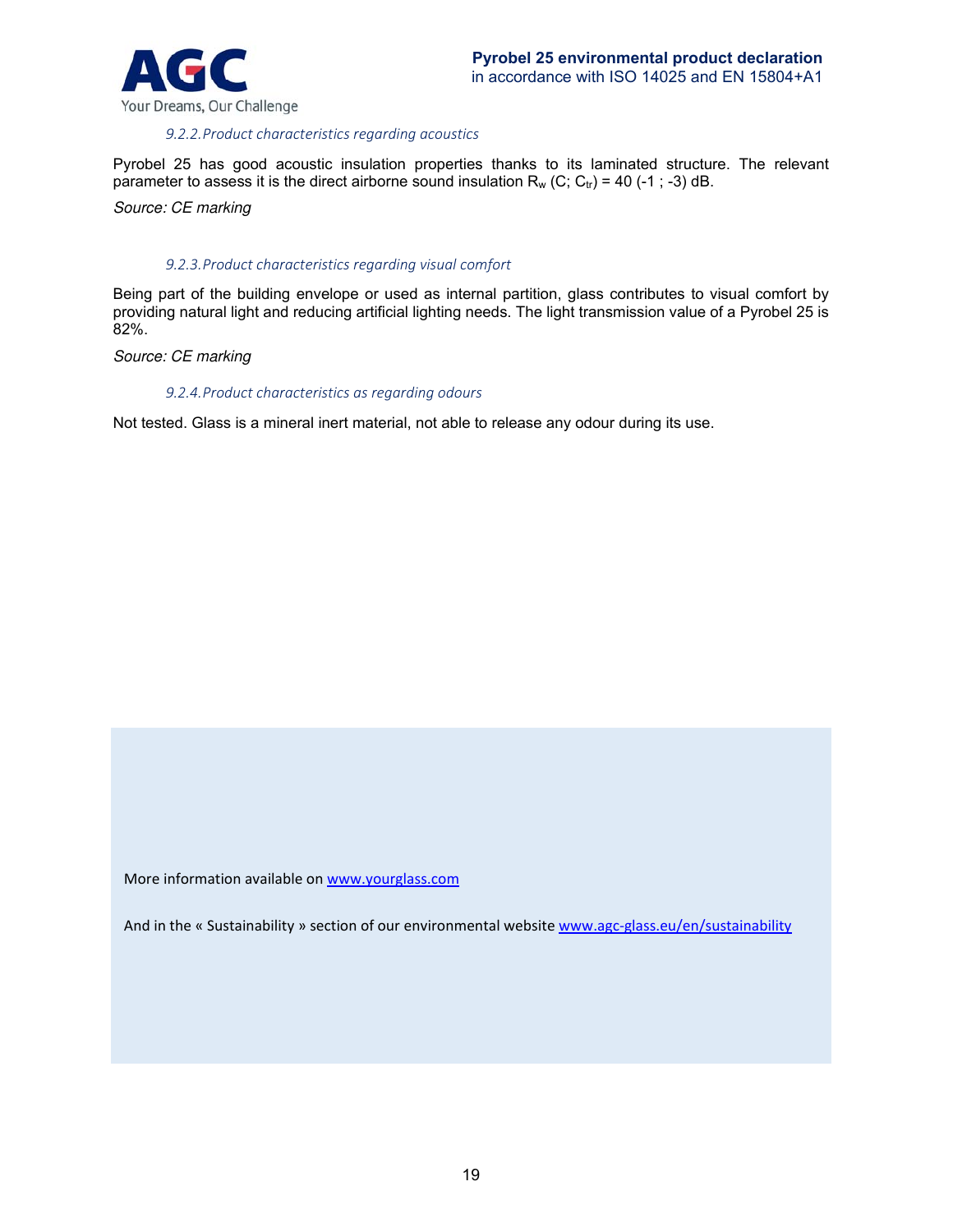#### 9.2.2. Product characteristics regarding acoustics

Pyrobel 25 has good acoustic insulation properties thanks to its laminated structure. The relevant parameter to assess it is the direct airborne sound insulation $R_w$ ($C$; $C_{tr}$) = 40 (-1 ; -3) dB.

*Source: CE marking*

#### 9.2.3. Product characteristics regarding visual comfort

Being part of the building envelope or used as internal partition, glass contributes to visual comfort by providing natural light and reducing artificial lighting needs. The light transmission value of a Pyrobel 25 is 82%.

*Source: CE marking*

#### 9.2.4. Product characteristics as regarding odours

Not tested. Glass is a mineral inert material, not able to release any odour during its use.

More information available on [www.yourglass.com](http://www.yourglass.com)

And in the « Sustainability » section of our environmental website [www.agc-glass.eu/en/sustainability](http://www.agc-glass.eu/en/sustainability)